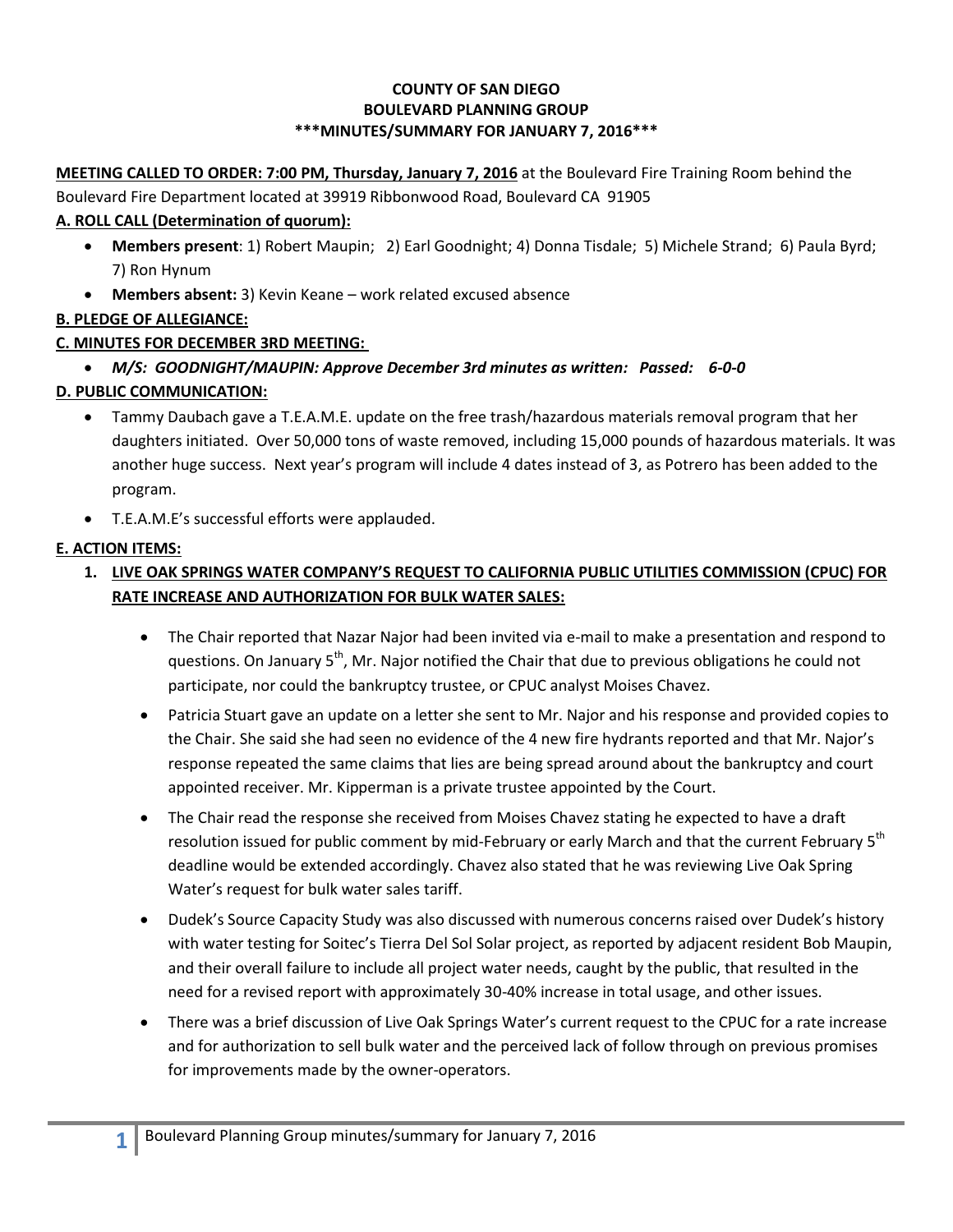**COUNTY OF SAN DIEGO**
**BOULEVARD PLANNING GROUP**
**\*\*\*MINUTES/SUMMARY FOR JANUARY 7, 2016\*\*\***

**MEETING CALLED TO ORDER: 7:00 PM, Thursday, January 7, 2016** at the Boulevard Fire Training Room behind the Boulevard Fire Department located at 39919 Ribbonwood Road, Boulevard CA 91905

**A. ROLL CALL (Determination of quorum):**

- **Members present**: 1) Robert Maupin; 2) Earl Goodnight; 4) Donna Tisdale; 5) Michele Strand; 6) Paula Byrd; 7) Ron Hynum
- **Members absent:** 3) Kevin Keane – work related excused absence

**B. PLEDGE OF ALLEGIANCE:**

**C. MINUTES FOR DECEMBER 3RD MEETING:**

- ***M/S: GOODNIGHT/MAUPIN: Approve December 3rd minutes as written: Passed: 6-0-0***

**D. PUBLIC COMMUNICATION:**

- Tammy Daubach gave a T.E.A.M.E. update on the free trash/hazardous materials removal program that her daughters initiated. Over 50,000 tons of waste removed, including 15,000 pounds of hazardous materials. It was another huge success. Next year's program will include 4 dates instead of 3, as Potrero has been added to the program.
- T.E.A.M.E's successful efforts were applauded.

**E. ACTION ITEMS:**

1. **LIVE OAK SPRINGS WATER COMPANY'S REQUEST TO CALIFORNIA PUBLIC UTILITIES COMMISSION (CPUC) FOR RATE INCREASE AND AUTHORIZATION FOR BULK WATER SALES:**

   - The Chair reported that Nazar Najor had been invited via e-mail to make a presentation and respond to questions. On January 5th, Mr. Najor notified the Chair that due to previous obligations he could not participate, nor could the bankruptcy trustee, or CPUC analyst Moises Chavez.
   - Patricia Stuart gave an update on a letter she sent to Mr. Najor and his response and provided copies to the Chair. She said she had seen no evidence of the 4 new fire hydrants reported and that Mr. Najor's response repeated the same claims that lies are being spread around about the bankruptcy and court appointed receiver. Mr. Kipperman is a private trustee appointed by the Court.
   - The Chair read the response she received from Moises Chavez stating he expected to have a draft resolution issued for public comment by mid-February or early March and that the current February 5th deadline would be extended accordingly. Chavez also stated that he was reviewing Live Oak Spring Water's request for bulk water sales tariff.
   - Dudek's Source Capacity Study was also discussed with numerous concerns raised over Dudek's history with water testing for Soitec's Tierra Del Sol Solar project, as reported by adjacent resident Bob Maupin, and their overall failure to include all project water needs, caught by the public, that resulted in the need for a revised report with approximately 30-40% increase in total usage, and other issues.
   - There was a brief discussion of Live Oak Springs Water's current request to the CPUC for a rate increase and for authorization to sell bulk water and the perceived lack of follow through on previous promises for improvements made by the owner-operators.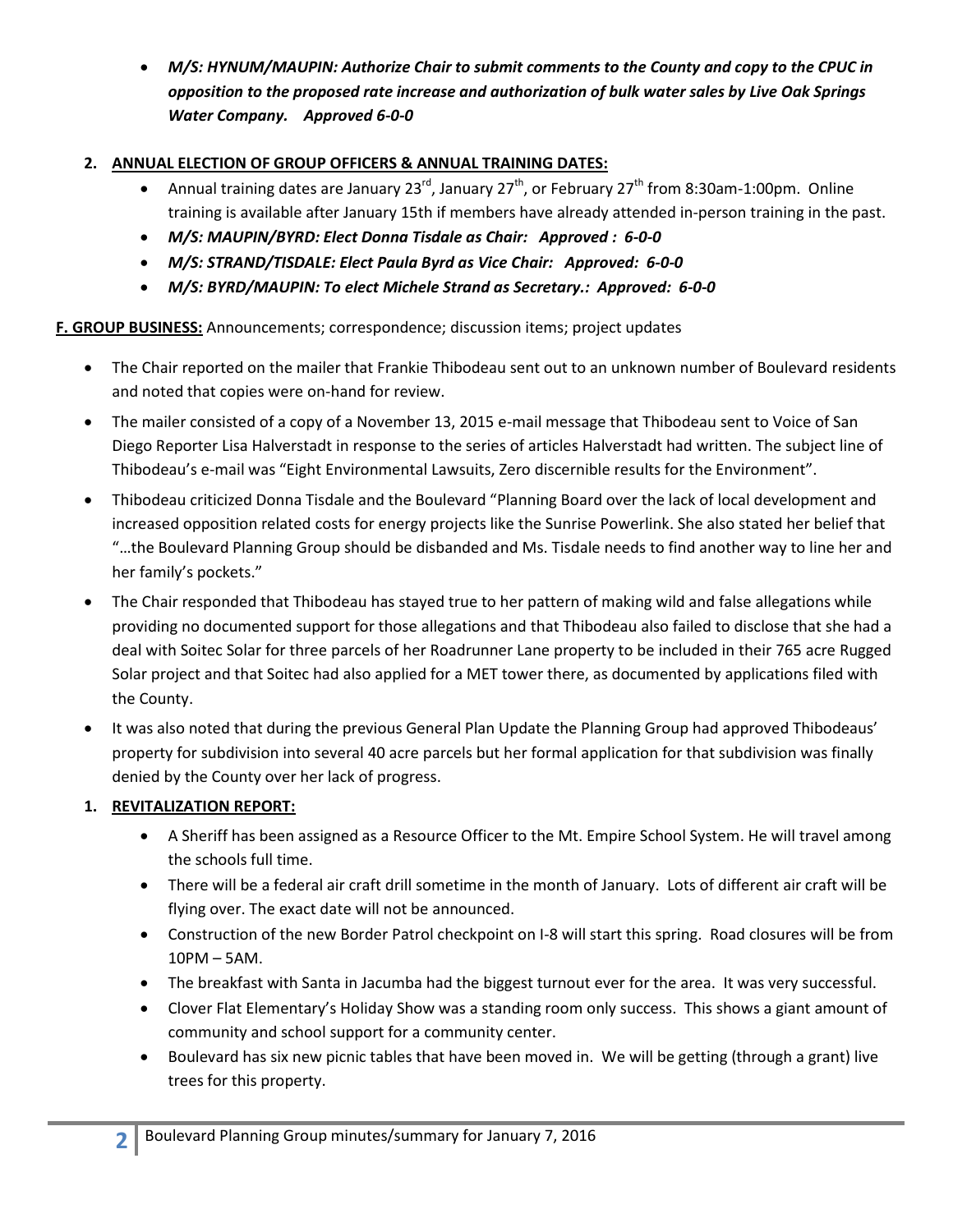- ***M/S: HYNUM/MAUPIN: Authorize Chair to submit comments to the County and copy to the CPUC in opposition to the proposed rate increase and authorization of bulk water sales by Live Oak Springs Water Company. Approved 6-0-0***

2. **ANNUAL ELECTION OF GROUP OFFICERS & ANNUAL TRAINING DATES:**
   - Annual training dates are January 23rd, January 27th, or February 27th from 8:30am-1:00pm. Online training is available after January 15th if members have already attended in-person training in the past.
   - ***M/S: MAUPIN/BYRD: Elect Donna Tisdale as Chair: Approved : 6-0-0***
   - ***M/S: STRAND/TISDALE: Elect Paula Byrd as Vice Chair: Approved: 6-0-0***
   - ***M/S: BYRD/MAUPIN: To elect Michele Strand as Secretary.: Approved: 6-0-0***

**F. GROUP BUSINESS:** Announcements; correspondence; discussion items; project updates

- The Chair reported on the mailer that Frankie Thibodeau sent out to an unknown number of Boulevard residents and noted that copies were on-hand for review.
- The mailer consisted of a copy of a November 13, 2015 e-mail message that Thibodeau sent to Voice of San Diego Reporter Lisa Halverstadt in response to the series of articles Halverstadt had written. The subject line of Thibodeau's e-mail was "Eight Environmental Lawsuits, Zero discernible results for the Environment".
- Thibodeau criticized Donna Tisdale and the Boulevard "Planning Board over the lack of local development and increased opposition related costs for energy projects like the Sunrise Powerlink. She also stated her belief that "…the Boulevard Planning Group should be disbanded and Ms. Tisdale needs to find another way to line her and her family's pockets."
- The Chair responded that Thibodeau has stayed true to her pattern of making wild and false allegations while providing no documented support for those allegations and that Thibodeau also failed to disclose that she had a deal with Soitec Solar for three parcels of her Roadrunner Lane property to be included in their 765 acre Rugged Solar project and that Soitec had also applied for a MET tower there, as documented by applications filed with the County.
- It was also noted that during the previous General Plan Update the Planning Group had approved Thibodeaus' property for subdivision into several 40 acre parcels but her formal application for that subdivision was finally denied by the County over her lack of progress.

1. **REVITALIZATION REPORT:**
   - A Sheriff has been assigned as a Resource Officer to the Mt. Empire School System. He will travel among the schools full time.
   - There will be a federal air craft drill sometime in the month of January. Lots of different air craft will be flying over. The exact date will not be announced.
   - Construction of the new Border Patrol checkpoint on I-8 will start this spring. Road closures will be from 10PM – 5AM.
   - The breakfast with Santa in Jacumba had the biggest turnout ever for the area. It was very successful.
   - Clover Flat Elementary's Holiday Show was a standing room only success. This shows a giant amount of community and school support for a community center.
   - Boulevard has six new picnic tables that have been moved in. We will be getting (through a grant) live trees for this property.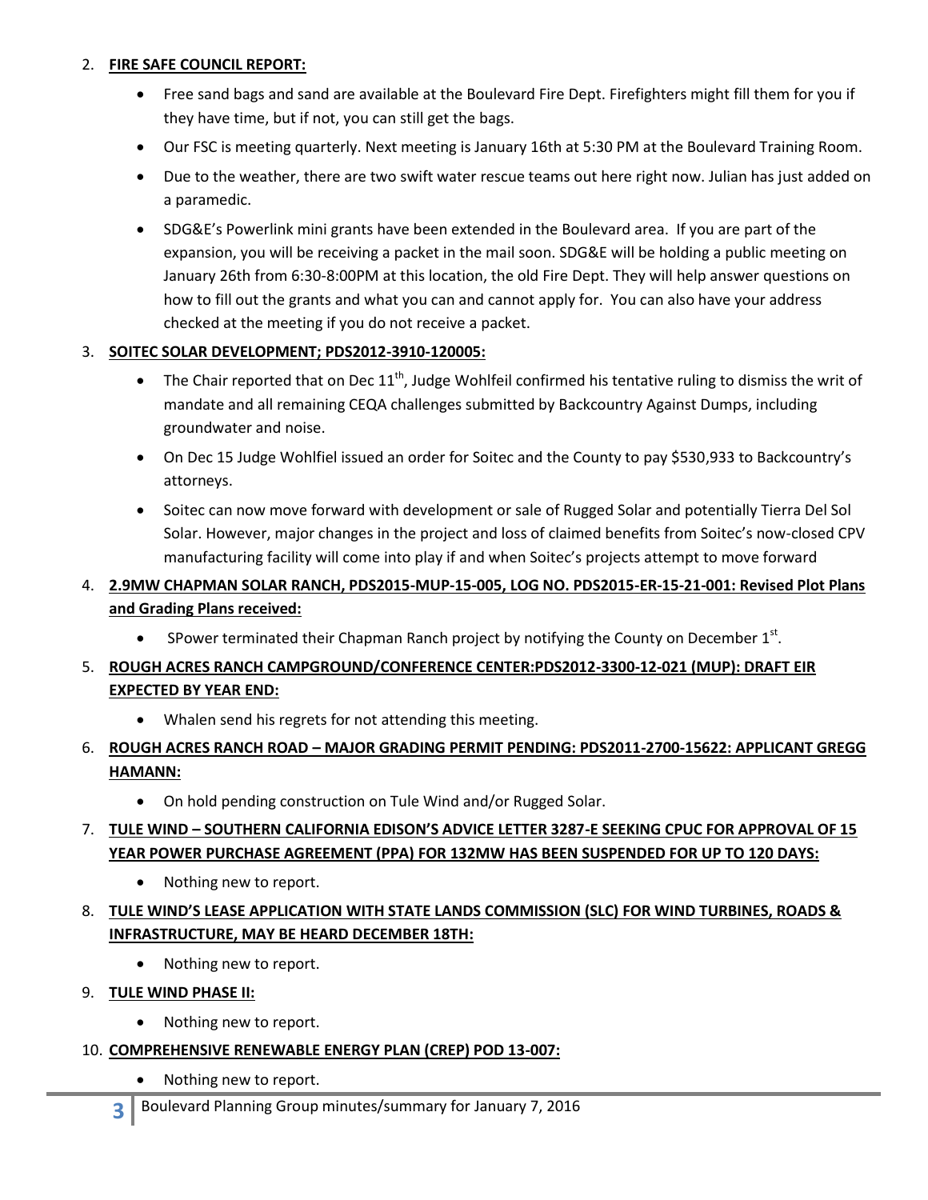2. **FIRE SAFE COUNCIL REPORT:**
   - Free sand bags and sand are available at the Boulevard Fire Dept. Firefighters might fill them for you if they have time, but if not, you can still get the bags.
   - Our FSC is meeting quarterly. Next meeting is January 16th at 5:30 PM at the Boulevard Training Room.
   - Due to the weather, there are two swift water rescue teams out here right now. Julian has just added on a paramedic.
   - SDG&E's Powerlink mini grants have been extended in the Boulevard area. If you are part of the expansion, you will be receiving a packet in the mail soon. SDG&E will be holding a public meeting on January 26th from 6:30-8:00PM at this location, the old Fire Dept. They will help answer questions on how to fill out the grants and what you can and cannot apply for. You can also have your address checked at the meeting if you do not receive a packet.

3. **SOITEC SOLAR DEVELOPMENT; PDS2012-3910-120005:**
   - The Chair reported that on Dec 11th, Judge Wohlfeil confirmed his tentative ruling to dismiss the writ of mandate and all remaining CEQA challenges submitted by Backcountry Against Dumps, including groundwater and noise.
   - On Dec 15 Judge Wohlfiel issued an order for Soitec and the County to pay $530,933 to Backcountry's attorneys.
   - Soitec can now move forward with development or sale of Rugged Solar and potentially Tierra Del Sol Solar. However, major changes in the project and loss of claimed benefits from Soitec's now-closed CPV manufacturing facility will come into play if and when Soitec's projects attempt to move forward

4. **2.9MW CHAPMAN SOLAR RANCH, PDS2015-MUP-15-005, LOG NO. PDS2015-ER-15-21-001: Revised Plot Plans and Grading Plans received:**
   - SPower terminated their Chapman Ranch project by notifying the County on December 1st.

5. **ROUGH ACRES RANCH CAMPGROUND/CONFERENCE CENTER:PDS2012-3300-12-021 (MUP): DRAFT EIR EXPECTED BY YEAR END:**
   - Whalen send his regrets for not attending this meeting.

6. **ROUGH ACRES RANCH ROAD – MAJOR GRADING PERMIT PENDING: PDS2011-2700-15622: APPLICANT GREGG HAMANN:**
   - On hold pending construction on Tule Wind and/or Rugged Solar.

7. **TULE WIND – SOUTHERN CALIFORNIA EDISON'S ADVICE LETTER 3287-E SEEKING CPUC FOR APPROVAL OF 15 YEAR POWER PURCHASE AGREEMENT (PPA) FOR 132MW HAS BEEN SUSPENDED FOR UP TO 120 DAYS:**
   - Nothing new to report.

8. **TULE WIND'S LEASE APPLICATION WITH STATE LANDS COMMISSION (SLC) FOR WIND TURBINES, ROADS & INFRASTRUCTURE, MAY BE HEARD DECEMBER 18TH:**
   - Nothing new to report.

9. **TULE WIND PHASE II:**
   - Nothing new to report.

10. **COMPREHENSIVE RENEWABLE ENERGY PLAN (CREP) POD 13-007:**
    - Nothing new to report.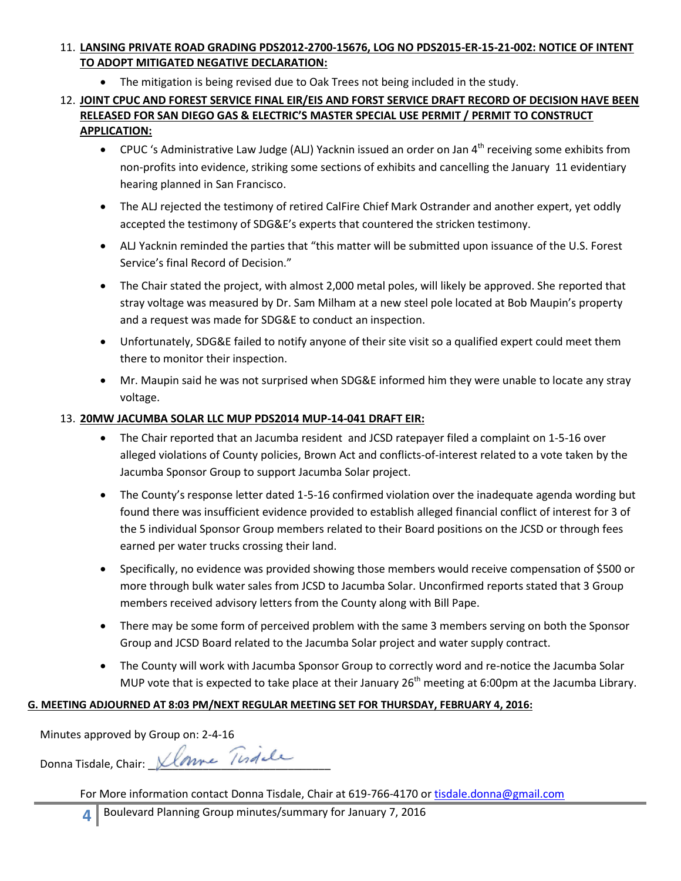11. **LANSING PRIVATE ROAD GRADING PDS2012-2700-15676, LOG NO PDS2015-ER-15-21-002: NOTICE OF INTENT TO ADOPT MITIGATED NEGATIVE DECLARATION:**
    - The mitigation is being revised due to Oak Trees not being included in the study.
12. **JOINT CPUC AND FOREST SERVICE FINAL EIR/EIS AND FORST SERVICE DRAFT RECORD OF DECISION HAVE BEEN RELEASED FOR SAN DIEGO GAS & ELECTRIC'S MASTER SPECIAL USE PERMIT / PERMIT TO CONSTRUCT APPLICATION:**
    - CPUC 's Administrative Law Judge (ALJ) Yacknin issued an order on Jan 4th receiving some exhibits from non-profits into evidence, striking some sections of exhibits and cancelling the January 11 evidentiary hearing planned in San Francisco.
    - The ALJ rejected the testimony of retired CalFire Chief Mark Ostrander and another expert, yet oddly accepted the testimony of SDG&E's experts that countered the stricken testimony.
    - ALJ Yacknin reminded the parties that "this matter will be submitted upon issuance of the U.S. Forest Service's final Record of Decision."
    - The Chair stated the project, with almost 2,000 metal poles, will likely be approved. She reported that stray voltage was measured by Dr. Sam Milham at a new steel pole located at Bob Maupin's property and a request was made for SDG&E to conduct an inspection.
    - Unfortunately, SDG&E failed to notify anyone of their site visit so a qualified expert could meet them there to monitor their inspection.
    - Mr. Maupin said he was not surprised when SDG&E informed him they were unable to locate any stray voltage.
13. **20MW JACUMBA SOLAR LLC MUP PDS2014 MUP-14-041 DRAFT EIR:**
    - The Chair reported that an Jacumba resident and JCSD ratepayer filed a complaint on 1-5-16 over alleged violations of County policies, Brown Act and conflicts-of-interest related to a vote taken by the Jacumba Sponsor Group to support Jacumba Solar project.
    - The County's response letter dated 1-5-16 confirmed violation over the inadequate agenda wording but found there was insufficient evidence provided to establish alleged financial conflict of interest for 3 of the 5 individual Sponsor Group members related to their Board positions on the JCSD or through fees earned per water trucks crossing their land.
    - Specifically, no evidence was provided showing those members would receive compensation of $500 or more through bulk water sales from JCSD to Jacumba Solar. Unconfirmed reports stated that 3 Group members received advisory letters from the County along with Bill Pape.
    - There may be some form of perceived problem with the same 3 members serving on both the Sponsor Group and JCSD Board related to the Jacumba Solar project and water supply contract.
    - The County will work with Jacumba Sponsor Group to correctly word and re-notice the Jacumba Solar MUP vote that is expected to take place at their January 26th meeting at 6:00pm at the Jacumba Library.

**G. MEETING ADJOURNED AT 8:03 PM/NEXT REGULAR MEETING SET FOR THURSDAY, FEBRUARY 4, 2016:**

Minutes approved by Group on: 2-4-16

Donna Tisdale, Chair: Donna Tisdale

For More information contact Donna Tisdale, Chair at 619-766-4170 or tisdale.donna@gmail.com

Boulevard Planning Group minutes/summary for January 7, 2016